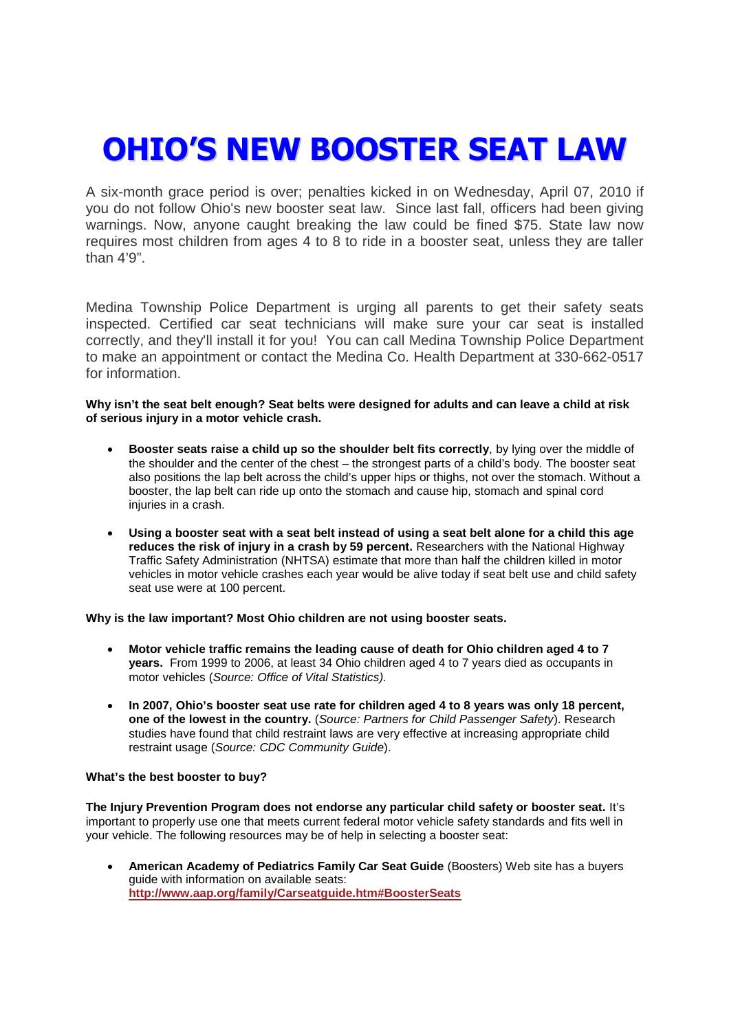# OHIO'S NEW BOOSTER SEAT LAW

A six-month grace period is over; penalties kicked in on Wednesday, April 07, 2010 if you do not follow Ohio's new booster seat law. Since last fall, officers had been giving warnings. Now, anyone caught breaking the law could be fined $75. State law now requires most children from ages 4 to 8 to ride in a booster seat, unless they are taller than 4'9".

Medina Township Police Department is urging all parents to get their safety seats inspected. Certified car seat technicians will make sure your car seat is installed correctly, and they'll install it for you! You can call Medina Township Police Department to make an appointment or contact the Medina Co. Health Department at 330-662-0517 for information.

**Why isn't the seat belt enough? Seat belts were designed for adults and can leave a child at risk of serious injury in a motor vehicle crash.**

- **Booster seats raise a child up so the shoulder belt fits correctly**, by lying over the middle of the shoulder and the center of the chest – the strongest parts of a child's body. The booster seat also positions the lap belt across the child's upper hips or thighs, not over the stomach. Without a booster, the lap belt can ride up onto the stomach and cause hip, stomach and spinal cord injuries in a crash.
- **Using a booster seat with a seat belt instead of using a seat belt alone for a child this age reduces the risk of injury in a crash by 59 percent.** Researchers with the National Highway Traffic Safety Administration (NHTSA) estimate that more than half the children killed in motor vehicles in motor vehicle crashes each year would be alive today if seat belt use and child safety seat use were at 100 percent.

**Why is the law important? Most Ohio children are not using booster seats.**

- **Motor vehicle traffic remains the leading cause of death for Ohio children aged 4 to 7 years.** From 1999 to 2006, at least 34 Ohio children aged 4 to 7 years died as occupants in motor vehicles (*Source: Office of Vital Statistics).*
- **In 2007, Ohio's booster seat use rate for children aged 4 to 8 years was only 18 percent, one of the lowest in the country.** (*Source: Partners for Child Passenger Safety*). Research studies have found that child restraint laws are very effective at increasing appropriate child restraint usage (*Source: CDC Community Guide*).

**What's the best booster to buy?**

**The Injury Prevention Program does not endorse any particular child safety or booster seat.** It's important to properly use one that meets current federal motor vehicle safety standards and fits well in your vehicle. The following resources may be of help in selecting a booster seat:

- **American Academy of Pediatrics Family Car Seat Guide** (Boosters) Web site has a buyers guide with information on available seats: **http://www.aap.org/family/Carseatguide.htm#BoosterSeats**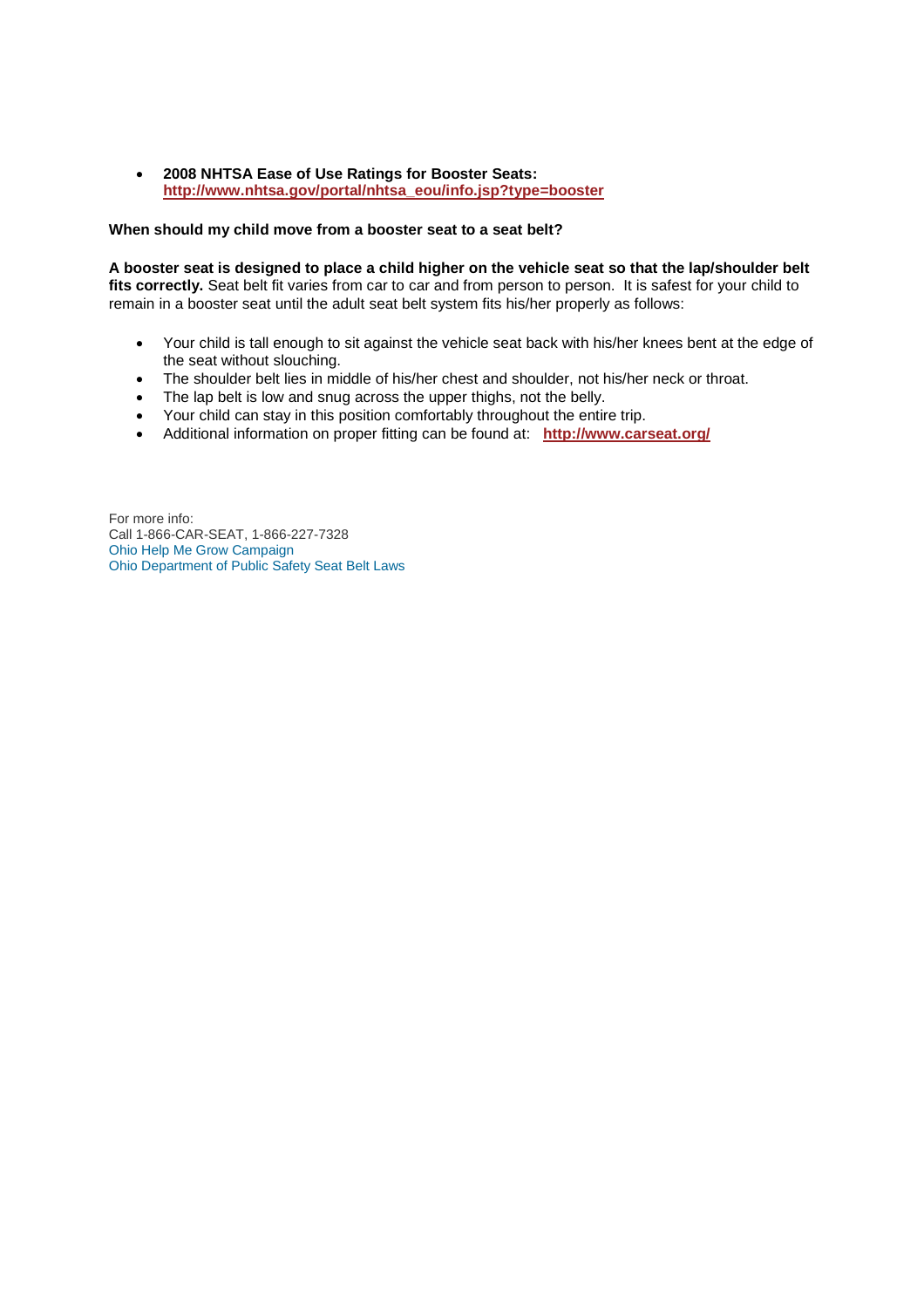- **2008 NHTSA Ease of Use Ratings for Booster Seats: http://www.nhtsa.gov/portal/nhtsa_eou/info.jsp?type=booster**

**When should my child move from a booster seat to a seat belt?**

**A booster seat is designed to place a child higher on the vehicle seat so that the lap/shoulder belt fits correctly.** Seat belt fit varies from car to car and from person to person. It is safest for your child to remain in a booster seat until the adult seat belt system fits his/her properly as follows:

- Your child is tall enough to sit against the vehicle seat back with his/her knees bent at the edge of the seat without slouching.
- The shoulder belt lies in middle of his/her chest and shoulder, not his/her neck or throat.
- The lap belt is low and snug across the upper thighs, not the belly.
- Your child can stay in this position comfortably throughout the entire trip.
- Additional information on proper fitting can be found at: **http://www.carseat.org/**

For more info:
Call 1-866-CAR-SEAT, 1-866-227-7328
Ohio Help Me Grow Campaign
Ohio Department of Public Safety Seat Belt Laws